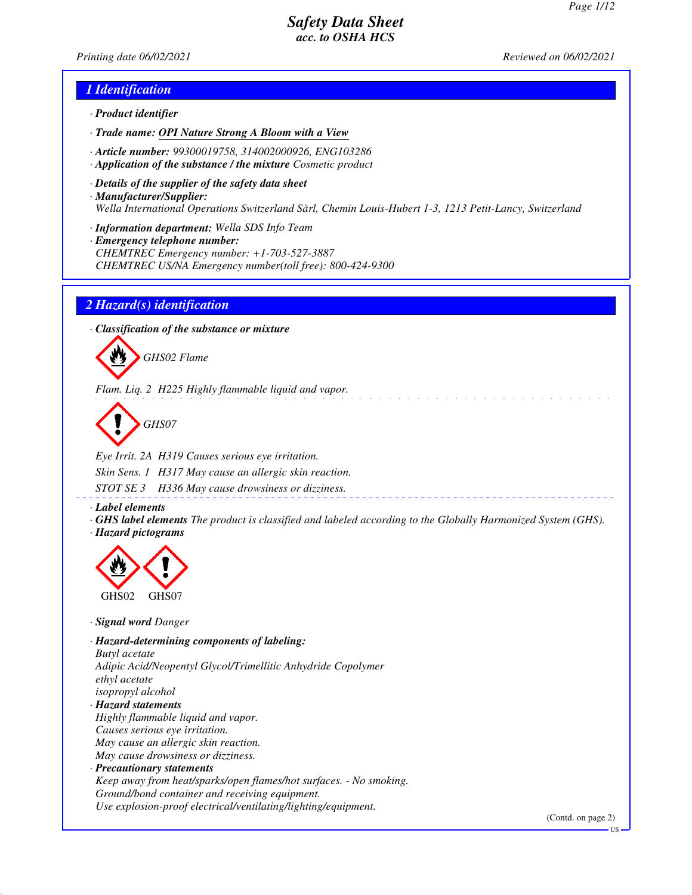# Safety Data Sheet
## acc. to OSHA HCS

Printing date 06/02/2021 Reviewed on 06/02/2021

## 1 Identification

· **Product identifier**

· **Trade name:** OPI Nature Strong A Bloom with a View

· **Article number:** 99300019758, 314002000926, ENG103286

· **Application of the substance / the mixture** Cosmetic product

· **Details of the supplier of the safety data sheet**

· **Manufacturer/Supplier:**
Wella International Operations Switzerland Sàrl, Chemin Louis-Hubert 1-3, 1213 Petit-Lancy, Switzerland

· **Information department:** Wella SDS Info Team

· **Emergency telephone number:**
CHEMTREC Emergency number: +1-703-527-3887
CHEMTREC US/NA Emergency number(toll free): 800-424-9300

## 2 Hazard(s) identification

· **Classification of the substance or mixture**

GHS02 Flame

Flam. Liq. 2 H225 Highly flammable liquid and vapor.

GHS07

Eye Irrit. 2A H319 Causes serious eye irritation.

Skin Sens. 1 H317 May cause an allergic skin reaction.

STOT SE 3 H336 May cause drowsiness or dizziness.

· **Label elements**

· **GHS label elements** The product is classified and labeled according to the Globally Harmonized System (GHS).

· **Hazard pictograms**

GHS02 GHS07

· **Signal word** Danger

· **Hazard-determining components of labeling:**
Butyl acetate
Adipic Acid/Neopentyl Glycol/Trimellitic Anhydride Copolymer
ethyl acetate
isopropyl alcohol

· **Hazard statements**
Highly flammable liquid and vapor.
Causes serious eye irritation.
May cause an allergic skin reaction.
May cause drowsiness or dizziness.

· **Precautionary statements**
Keep away from heat/sparks/open flames/hot surfaces. - No smoking.
Ground/bond container and receiving equipment.
Use explosion-proof electrical/ventilating/lighting/equipment.

(Contd. on page 2)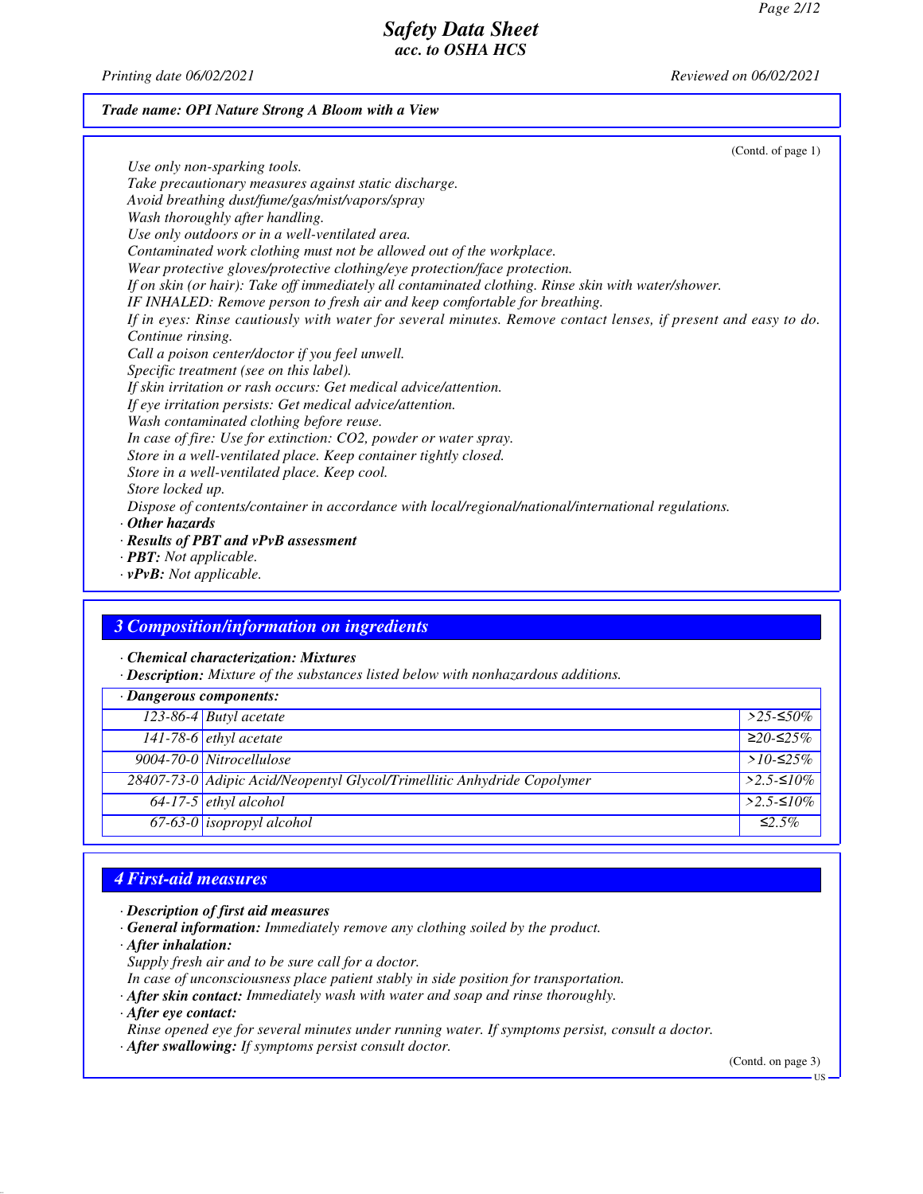Trade name: OPI Nature Strong A Bloom with a View

(Contd. of page 1)

*Use only non-sparking tools.*
*Take precautionary measures against static discharge.*
*Avoid breathing dust/fume/gas/mist/vapors/spray*
*Wash thoroughly after handling.*
*Use only outdoors or in a well-ventilated area.*
*Contaminated work clothing must not be allowed out of the workplace.*
*Wear protective gloves/protective clothing/eye protection/face protection.*
*If on skin (or hair): Take off immediately all contaminated clothing. Rinse skin with water/shower.*
*IF INHALED: Remove person to fresh air and keep comfortable for breathing.*
*If in eyes: Rinse cautiously with water for several minutes. Remove contact lenses, if present and easy to do. Continue rinsing.*
*Call a poison center/doctor if you feel unwell.*
*Specific treatment (see on this label).*
*If skin irritation or rash occurs: Get medical advice/attention.*
*If eye irritation persists: Get medical advice/attention.*
*Wash contaminated clothing before reuse.*
*In case of fire: Use for extinction: CO2, powder or water spray.*
*Store in a well-ventilated place. Keep container tightly closed.*
*Store in a well-ventilated place. Keep cool.*
*Store locked up.*
*Dispose of contents/container in accordance with local/regional/national/international regulations.*

· ***Other hazards***
· ***Results of PBT and vPvB assessment***
· ***PBT:*** *Not applicable.*
· ***vPvB:*** *Not applicable.*

## 3 Composition/information on ingredients

· ***Chemical characterization: Mixtures***
· ***Description:*** *Mixture of the substances listed below with nonhazardous additions.*

| · Dangerous components: | | |
|---|---|---|
| 123-86-4 | Butyl acetate | >25-≤50% |
| 141-78-6 | ethyl acetate | ≥20-≤25% |
| 9004-70-0 | Nitrocellulose | >10-≤25% |
| 28407-73-0 | Adipic Acid/Neopentyl Glycol/Trimellitic Anhydride Copolymer | >2.5-≤10% |
| 64-17-5 | ethyl alcohol | >2.5-≤10% |
| 67-63-0 | isopropyl alcohol | ≤2.5% |

## 4 First-aid measures

· ***Description of first aid measures***
· ***General information:*** *Immediately remove any clothing soiled by the product.*
· ***After inhalation:***
*Supply fresh air and to be sure call for a doctor.*
*In case of unconsciousness place patient stably in side position for transportation.*
· ***After skin contact:*** *Immediately wash with water and soap and rinse thoroughly.*
· ***After eye contact:***
*Rinse opened eye for several minutes under running water. If symptoms persist, consult a doctor.*
· ***After swallowing:*** *If symptoms persist consult doctor.*

(Contd. on page 3)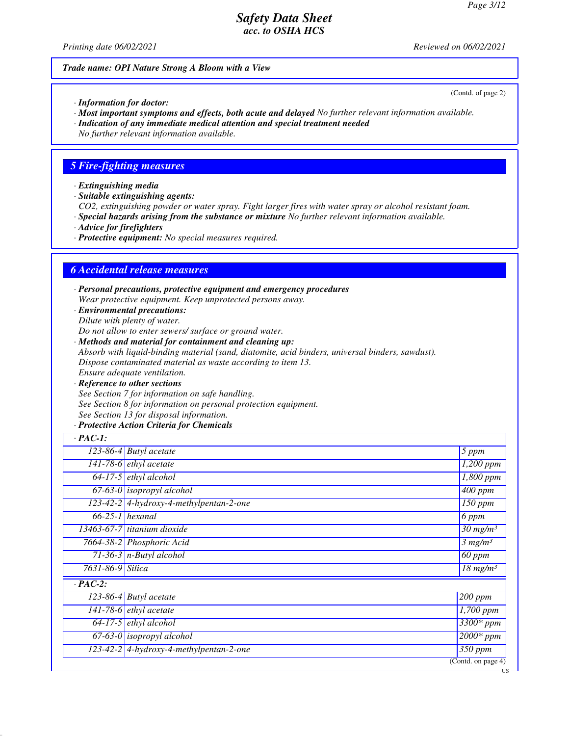**Trade name: OPI Nature Strong A Bloom with a View**

(Contd. of page 2)

· **Information for doctor:**
· **Most important symptoms and effects, both acute and delayed** No further relevant information available.
· **Indication of any immediate medical attention and special treatment needed**
No further relevant information available.

## 5 Fire-fighting measures

· **Extinguishing media**
· **Suitable extinguishing agents:**
$CO_2$, extinguishing powder or water spray. Fight larger fires with water spray or alcohol resistant foam.
· **Special hazards arising from the substance or mixture** No further relevant information available.
· **Advice for firefighters**
· **Protective equipment:** No special measures required.

## 6 Accidental release measures

· **Personal precautions, protective equipment and emergency procedures**
Wear protective equipment. Keep unprotected persons away.
· **Environmental precautions:**
Dilute with plenty of water.
Do not allow to enter sewers/ surface or ground water.
· **Methods and material for containment and cleaning up:**
Absorb with liquid-binding material (sand, diatomite, acid binders, universal binders, sawdust).
Dispose contaminated material as waste according to item 13.
Ensure adequate ventilation.
· **Reference to other sections**
See Section 7 for information on safe handling.
See Section 8 for information on personal protection equipment.
See Section 13 for disposal information.
· **Protective Action Criteria for Chemicals**

| · **PAC-1:** | | |
|---|---|---|
| 123-86-4 | Butyl acetate | 5 ppm |
| 141-78-6 | ethyl acetate | 1,200 ppm |
| 64-17-5 | ethyl alcohol | 1,800 ppm |
| 67-63-0 | isopropyl alcohol | 400 ppm |
| 123-42-2 | 4-hydroxy-4-methylpentan-2-one | 150 ppm |
| 66-25-1 | hexanal | 6 ppm |
| 13463-67-7 | titanium dioxide | 30 mg/m³ |
| 7664-38-2 | Phosphoric Acid | 3 mg/m³ |
| 71-36-3 | n-Butyl alcohol | 60 ppm |
| 7631-86-9 | Silica | 18 mg/m³ |

| · **PAC-2:** | | |
|---|---|---|
| 123-86-4 | Butyl acetate | 200 ppm |
| 141-78-6 | ethyl acetate | 1,700 ppm |
| 64-17-5 | ethyl alcohol | 3300* ppm |
| 67-63-0 | isopropyl alcohol | 2000* ppm |
| 123-42-2 | 4-hydroxy-4-methylpentan-2-one | 350 ppm |

(Contd. on page 4)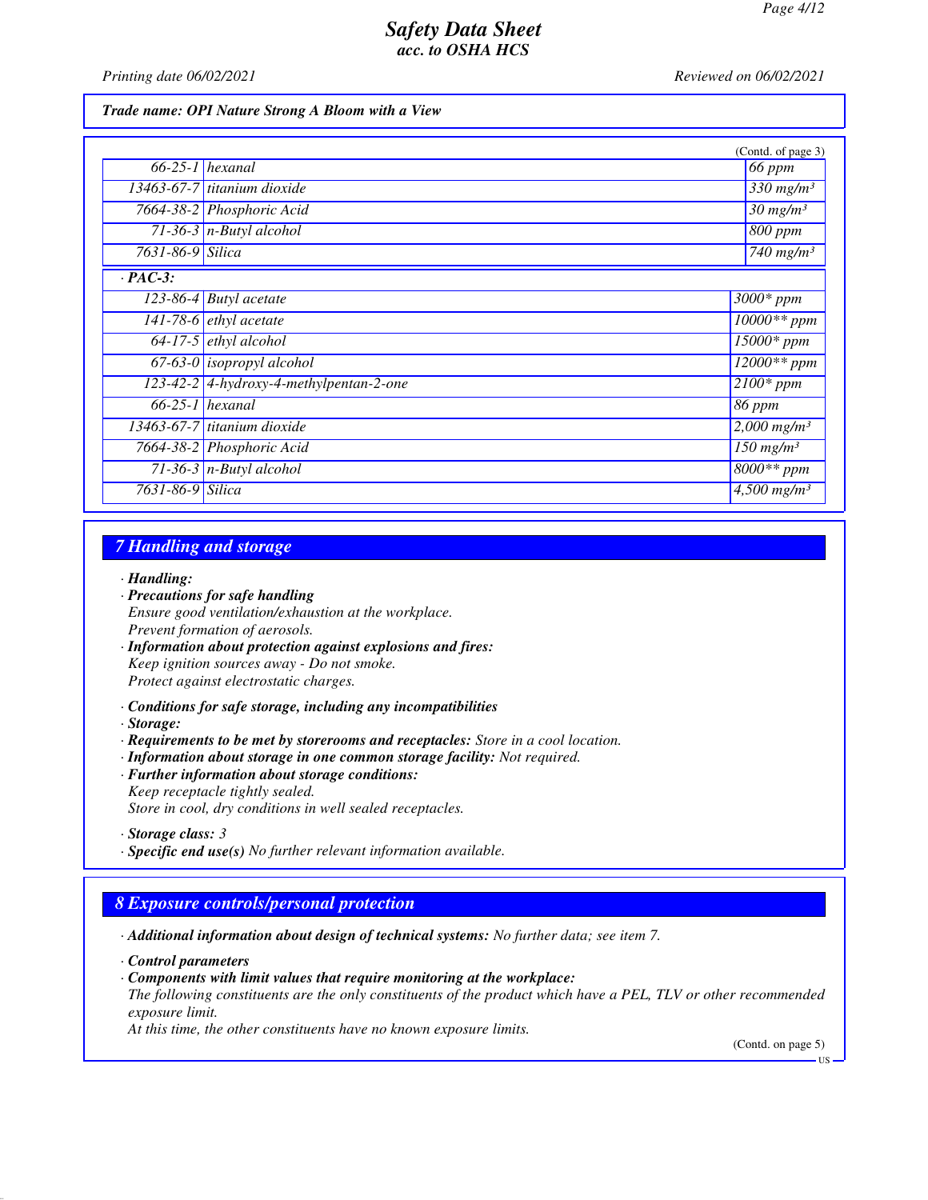**Trade name: OPI Nature Strong A Bloom with a View**

(Contd. of page 3)

| | | |
|---|---|---|
| 66-25-1 | hexanal | 66 ppm |
| 13463-67-7 | titanium dioxide | 330 mg/m³ |
| 7664-38-2 | Phosphoric Acid | 30 mg/m³ |
| 71-36-3 | n-Butyl alcohol | 800 ppm |
| 7631-86-9 | Silica | 740 mg/m³ |

· **PAC-3:**

| | | |
|---|---|---|
| 123-86-4 | Butyl acetate | 3000* ppm |
| 141-78-6 | ethyl acetate | 10000** ppm |
| 64-17-5 | ethyl alcohol | 15000* ppm |
| 67-63-0 | isopropyl alcohol | 12000** ppm |
| 123-42-2 | 4-hydroxy-4-methylpentan-2-one | 2100* ppm |
| 66-25-1 | hexanal | 86 ppm |
| 13463-67-7 | titanium dioxide | 2,000 mg/m³ |
| 7664-38-2 | Phosphoric Acid | 150 mg/m³ |
| 71-36-3 | n-Butyl alcohol | 8000** ppm |
| 7631-86-9 | Silica | 4,500 mg/m³ |

## 7 Handling and storage

· **Handling:**
· **Precautions for safe handling**
Ensure good ventilation/exhaustion at the workplace.
Prevent formation of aerosols.
· **Information about protection against explosions and fires:**
Keep ignition sources away - Do not smoke.
Protect against electrostatic charges.

· **Conditions for safe storage, including any incompatibilities**
· **Storage:**
· **Requirements to be met by storerooms and receptacles:** Store in a cool location.
· **Information about storage in one common storage facility:** Not required.
· **Further information about storage conditions:**
Keep receptacle tightly sealed.
Store in cool, dry conditions in well sealed receptacles.

· **Storage class:** 3
· **Specific end use(s)** No further relevant information available.

## 8 Exposure controls/personal protection

· **Additional information about design of technical systems:** No further data; see item 7.

· **Control parameters**
· **Components with limit values that require monitoring at the workplace:**
The following constituents are the only constituents of the product which have a PEL, TLV or other recommended exposure limit.
At this time, the other constituents have no known exposure limits.

(Contd. on page 5)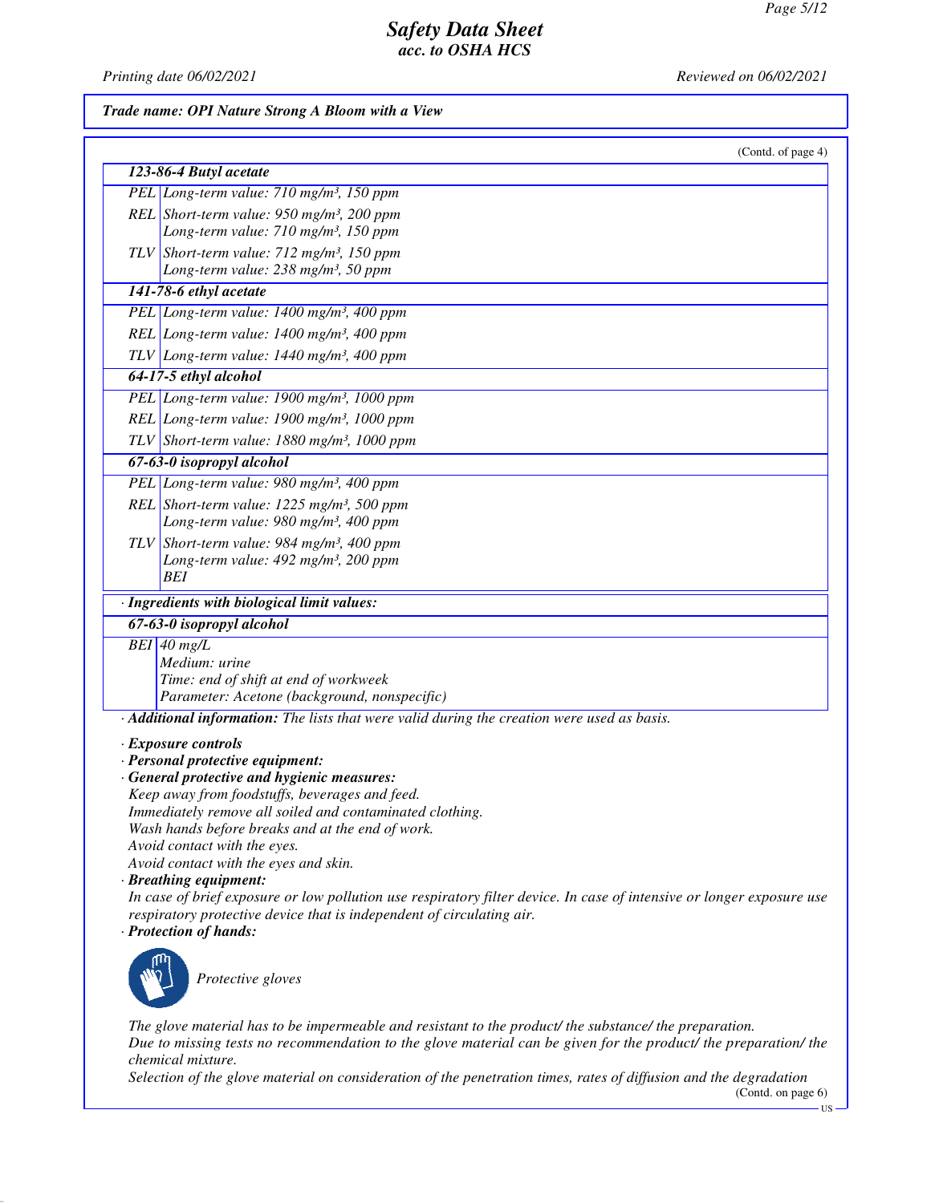*Trade name: OPI Nature Strong A Bloom with a View*

(Contd. of page 4)

| **123-86-4 Butyl acetate** | |
|---|---|
| PEL | Long-term value: 710 mg/m³, 150 ppm |
| REL | Short-term value: 950 mg/m³, 200 ppm<br>Long-term value: 710 mg/m³, 150 ppm |
| TLV | Short-term value: 712 mg/m³, 150 ppm<br>Long-term value: 238 mg/m³, 50 ppm |
| **141-78-6 ethyl acetate** | |
| PEL | Long-term value: 1400 mg/m³, 400 ppm |
| REL | Long-term value: 1400 mg/m³, 400 ppm |
| TLV | Long-term value: 1440 mg/m³, 400 ppm |
| **64-17-5 ethyl alcohol** | |
| PEL | Long-term value: 1900 mg/m³, 1000 ppm |
| REL | Long-term value: 1900 mg/m³, 1000 ppm |
| TLV | Short-term value: 1880 mg/m³, 1000 ppm |
| **67-63-0 isopropyl alcohol** | |
| PEL | Long-term value: 980 mg/m³, 400 ppm |
| REL | Short-term value: 1225 mg/m³, 500 ppm<br>Long-term value: 980 mg/m³, 400 ppm |
| TLV | Short-term value: 984 mg/m³, 400 ppm<br>Long-term value: 492 mg/m³, 200 ppm<br>BEI |

· **Ingredients with biological limit values:**

| **67-63-0 isopropyl alcohol** | |
|---|---|
| BEI | 40 mg/L<br>Medium: urine<br>Time: end of shift at end of workweek<br>Parameter: Acetone (background, nonspecific) |

· **Additional information:** The lists that were valid during the creation were used as basis.

· **Exposure controls**
· **Personal protective equipment:**
· **General protective and hygienic measures:**
Keep away from foodstuffs, beverages and feed.
Immediately remove all soiled and contaminated clothing.
Wash hands before breaks and at the end of work.
Avoid contact with the eyes.
Avoid contact with the eyes and skin.
· **Breathing equipment:**
In case of brief exposure or low pollution use respiratory filter device. In case of intensive or longer exposure use respiratory protective device that is independent of circulating air.
· **Protection of hands:**

Protective gloves

The glove material has to be impermeable and resistant to the product/ the substance/ the preparation.
Due to missing tests no recommendation to the glove material can be given for the product/ the preparation/ the chemical mixture.
Selection of the glove material on consideration of the penetration times, rates of diffusion and the degradation

(Contd. on page 6)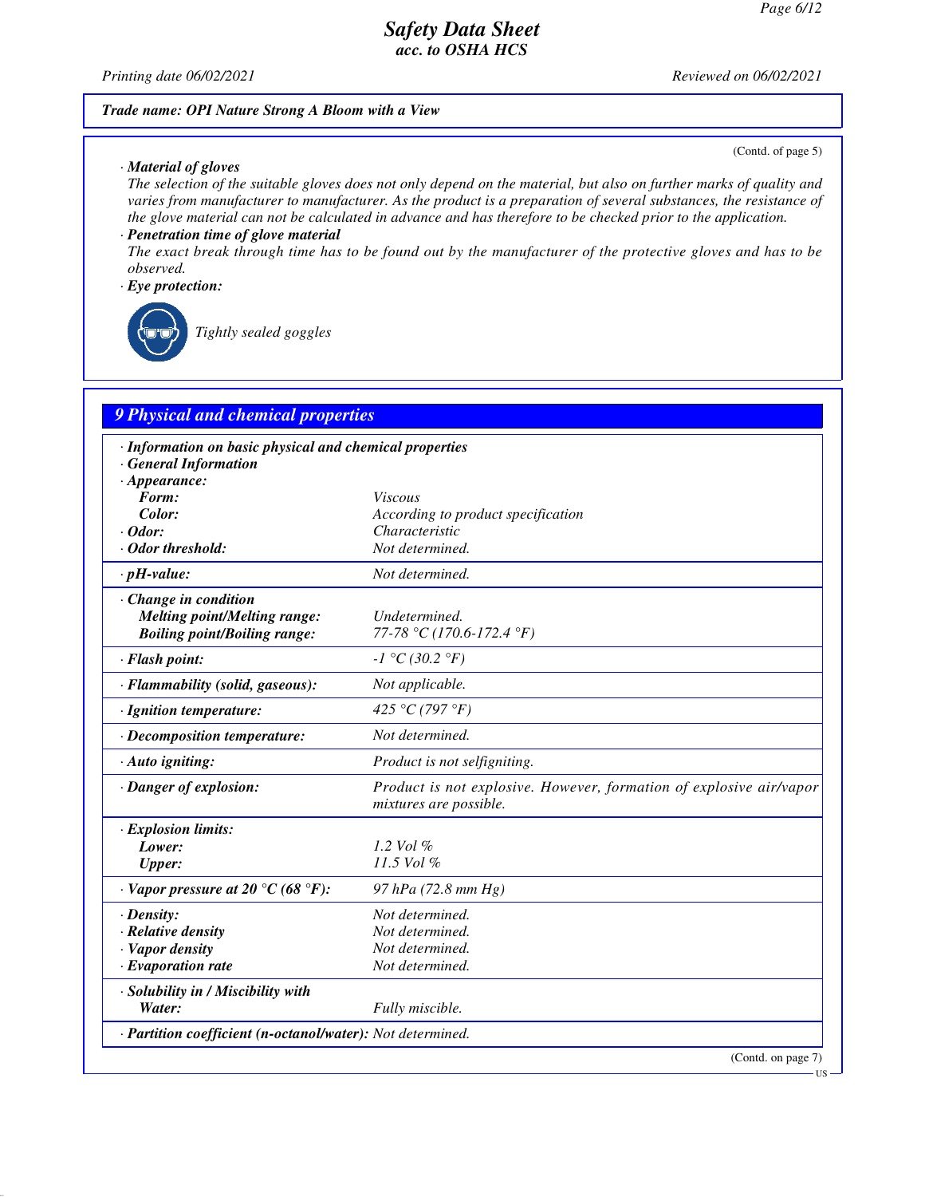**Trade name: OPI Nature Strong A Bloom with a View**

(Contd. of page 5)

· **Material of gloves**

The selection of the suitable gloves does not only depend on the material, but also on further marks of quality and varies from manufacturer to manufacturer. As the product is a preparation of several substances, the resistance of the glove material can not be calculated in advance and has therefore to be checked prior to the application.

· **Penetration time of glove material**

The exact break through time has to be found out by the manufacturer of the protective gloves and has to be observed.

· **Eye protection:**

Tightly sealed goggles

## 9 Physical and chemical properties

| | |
|---|---|
| · **Information on basic physical and chemical properties** | |
| · **General Information** | |
| · **Appearance:** | |
| **Form:** | Viscous |
| **Color:** | According to product specification |
| · **Odor:** | Characteristic |
| · **Odor threshold:** | Not determined. |
| · **pH-value:** | Not determined. |
| · **Change in condition** | |
| **Melting point/Melting range:** | Undetermined. |
| **Boiling point/Boiling range:** | 77-78 °C (170.6-172.4 °F) |
| · **Flash point:** | -1 °C (30.2 °F) |
| · **Flammability (solid, gaseous):** | Not applicable. |
| · **Ignition temperature:** | 425 °C (797 °F) |
| · **Decomposition temperature:** | Not determined. |
| · **Auto igniting:** | Product is not selfigniting. |
| · **Danger of explosion:** | Product is not explosive. However, formation of explosive air/vapor mixtures are possible. |
| · **Explosion limits:** | |
| **Lower:** | 1.2 Vol % |
| **Upper:** | 11.5 Vol % |
| · **Vapor pressure at 20 °C (68 °F):** | 97 hPa (72.8 mm Hg) |
| · **Density:** | Not determined. |
| · **Relative density** | Not determined. |
| · **Vapor density** | Not determined. |
| · **Evaporation rate** | Not determined. |
| · **Solubility in / Miscibility with** | |
| **Water:** | Fully miscible. |
| · **Partition coefficient (n-octanol/water):** | Not determined. |

(Contd. on page 7)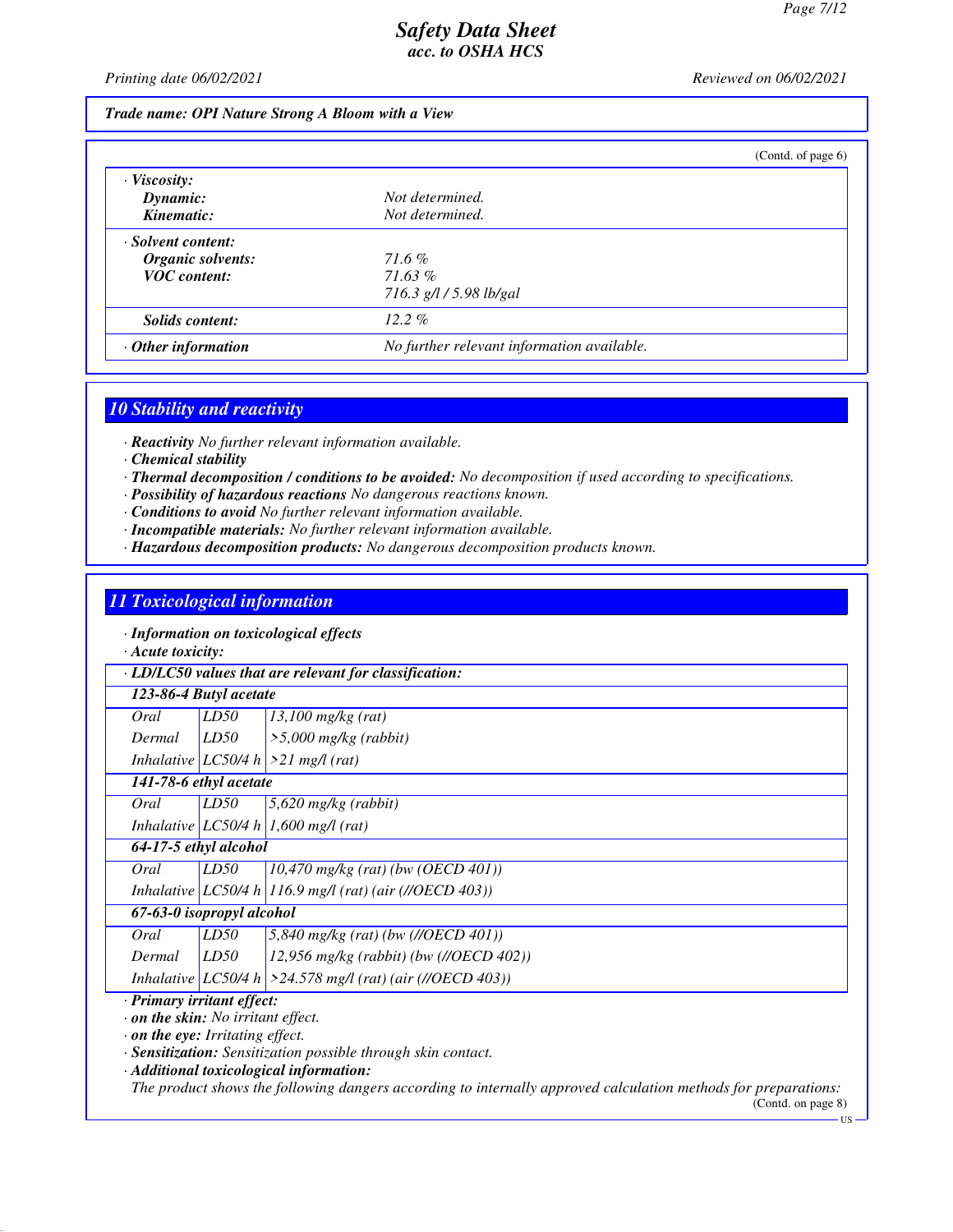**Trade name: OPI Nature Strong A Bloom with a View**

(Contd. of page 6)

| | |
|---|---|
| · **Viscosity:** | |
| **Dynamic:** | Not determined. |
| **Kinematic:** | Not determined. |
| · **Solvent content:** | |
| **Organic solvents:** | 71.6 % |
| **VOC content:** | 71.63 % |
| | 716.3 g/l / 5.98 lb/gal |
| **Solids content:** | 12.2 % |
| · **Other information** | No further relevant information available. |

## 10 Stability and reactivity

· **Reactivity** No further relevant information available.
· **Chemical stability**
· **Thermal decomposition / conditions to be avoided:** No decomposition if used according to specifications.
· **Possibility of hazardous reactions** No dangerous reactions known.
· **Conditions to avoid** No further relevant information available.
· **Incompatible materials:** No further relevant information available.
· **Hazardous decomposition products:** No dangerous decomposition products known.

## 11 Toxicological information

· **Information on toxicological effects**
· **Acute toxicity:**

| · **LD/LC50 values that are relevant for classification:** | | |
|---|---|---|
| **123-86-4 Butyl acetate** | | |
| Oral | LD50 | 13,100 mg/kg (rat) |
| Dermal | LD50 | >5,000 mg/kg (rabbit) |
| Inhalative | LC50/4 h | >21 mg/l (rat) |
| **141-78-6 ethyl acetate** | | |
| Oral | LD50 | 5,620 mg/kg (rabbit) |
| Inhalative | LC50/4 h | 1,600 mg/l (rat) |
| **64-17-5 ethyl alcohol** | | |
| Oral | LD50 | 10,470 mg/kg (rat) (bw (OECD 401)) |
| Inhalative | LC50/4 h | 116.9 mg/l (rat) (air (//OECD 403)) |
| **67-63-0 isopropyl alcohol** | | |
| Oral | LD50 | 5,840 mg/kg (rat) (bw (//OECD 401)) |
| Dermal | LD50 | 12,956 mg/kg (rabbit) (bw (//OECD 402)) |
| Inhalative | LC50/4 h | >24.578 mg/l (rat) (air (//OECD 403)) |

· **Primary irritant effect:**
· **on the skin:** No irritant effect.
· **on the eye:** Irritating effect.
· **Sensitization:** Sensitization possible through skin contact.
· **Additional toxicological information:**
The product shows the following dangers according to internally approved calculation methods for preparations:

(Contd. on page 8)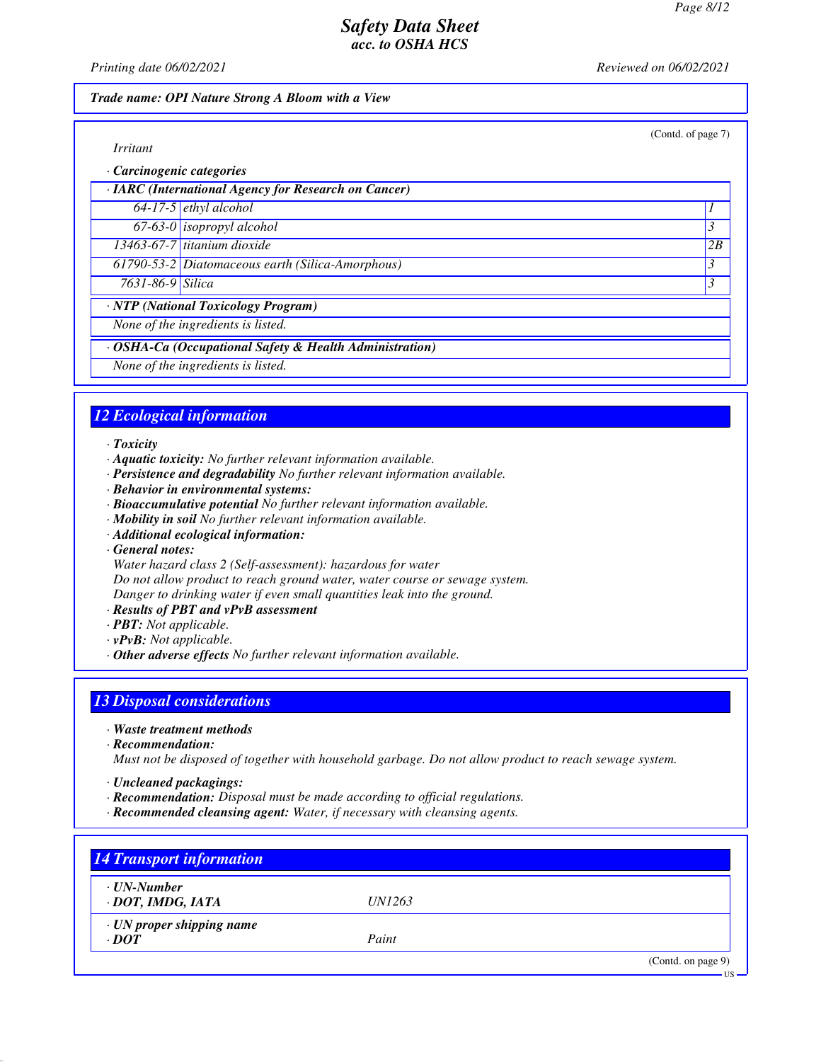*Trade name: OPI Nature Strong A Bloom with a View*

(Contd. of page 7)

*Irritant*

· **Carcinogenic categories**

| · **IARC (International Agency for Research on Cancer)** | | |
|---|---|---|
| 64-17-5 | ethyl alcohol | 1 |
| 67-63-0 | isopropyl alcohol | 3 |
| 13463-67-7 | titanium dioxide | 2B |
| 61790-53-2 | Diatomaceous earth (Silica-Amorphous) | 3 |
| 7631-86-9 | Silica | 3 |

| · **NTP (National Toxicology Program)** |
|---|
| None of the ingredients is listed. |

| · **OSHA-Ca (Occupational Safety & Health Administration)** |
|---|
| None of the ingredients is listed. |

## 12 Ecological information

· **Toxicity**
· **Aquatic toxicity:** No further relevant information available.
· **Persistence and degradability** No further relevant information available.
· **Behavior in environmental systems:**
· **Bioaccumulative potential** No further relevant information available.
· **Mobility in soil** No further relevant information available.
· **Additional ecological information:**
· **General notes:**
Water hazard class 2 (Self-assessment): hazardous for water
Do not allow product to reach ground water, water course or sewage system.
Danger to drinking water if even small quantities leak into the ground.
· **Results of PBT and vPvB assessment**
· **PBT:** Not applicable.
· **vPvB:** Not applicable.
· **Other adverse effects** No further relevant information available.

## 13 Disposal considerations

· **Waste treatment methods**
· **Recommendation:**
Must not be disposed of together with household garbage. Do not allow product to reach sewage system.

· **Uncleaned packagings:**
· **Recommendation:** Disposal must be made according to official regulations.
· **Recommended cleansing agent:** Water, if necessary with cleansing agents.

## 14 Transport information

| · **UN-Number** | |
|---|---|
| · **DOT, IMDG, IATA** | UN1263 |
| · **UN proper shipping name** | |
| · **DOT** | Paint |

(Contd. on page 9)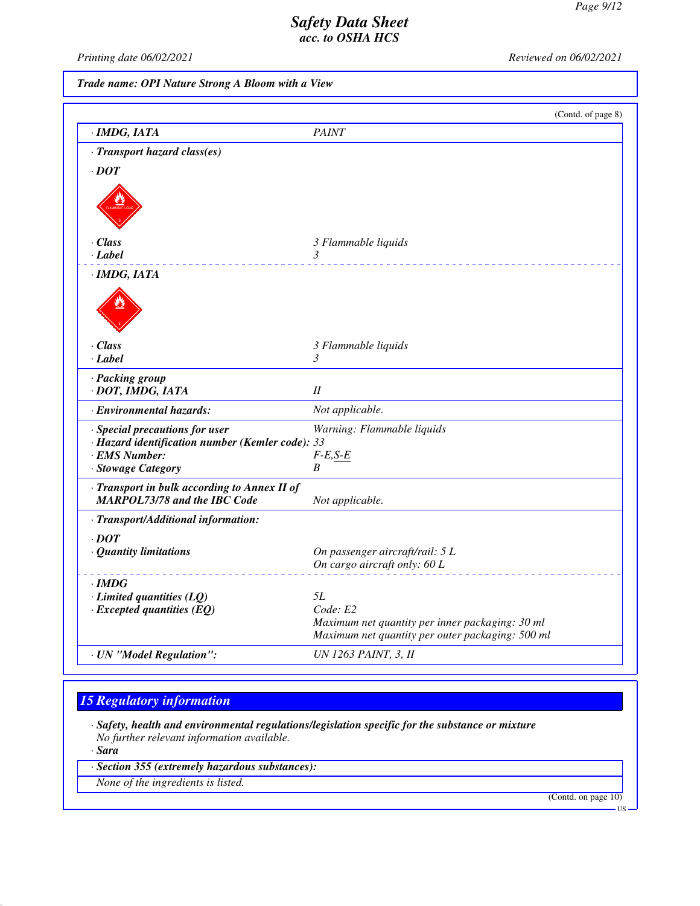*Safety Data Sheet*
*acc. to OSHA HCS*

*Printing date 06/02/2021* *Reviewed on 06/02/2021*

**Trade name: OPI Nature Strong A Bloom with a View**

(Contd. of page 8)

| | |
|---|---|
| **· IMDG, IATA** | PAINT |
| **· Transport hazard class(es)** | |
| **· DOT** | |
| **· Class** | 3 Flammable liquids |
| **· Label** | 3 |
| **· IMDG, IATA** | |
| **· Class** | 3 Flammable liquids |
| **· Label** | 3 |
| **· Packing group** | |
| **· DOT, IMDG, IATA** | II |
| **· Environmental hazards:** | Not applicable. |
| **· Special precautions for user** | Warning: Flammable liquids |
| **· Hazard identification number (Kemler code):** | 33 |
| **· EMS Number:** | F-E,S-E |
| **· Stowage Category** | B |
| **· Transport in bulk according to Annex II of MARPOL73/78 and the IBC Code** | Not applicable. |
| **· Transport/Additional information:** | |
| **· DOT** | |
| **· Quantity limitations** | On passenger aircraft/rail: 5 L<br>On cargo aircraft only: 60 L |
| **· IMDG** | |
| **· Limited quantities (LQ)** | 5L |
| **· Excepted quantities (EQ)** | Code: E2<br>Maximum net quantity per inner packaging: 30 ml<br>Maximum net quantity per outer packaging: 500 ml |
| **· UN "Model Regulation":** | UN 1263 PAINT, 3, II |

## 15 Regulatory information

**· Safety, health and environmental regulations/legislation specific for the substance or mixture**
No further relevant information available.

**· Sara**

**· Section 355 (extremely hazardous substances):**

None of the ingredients is listed.

(Contd. on page 10)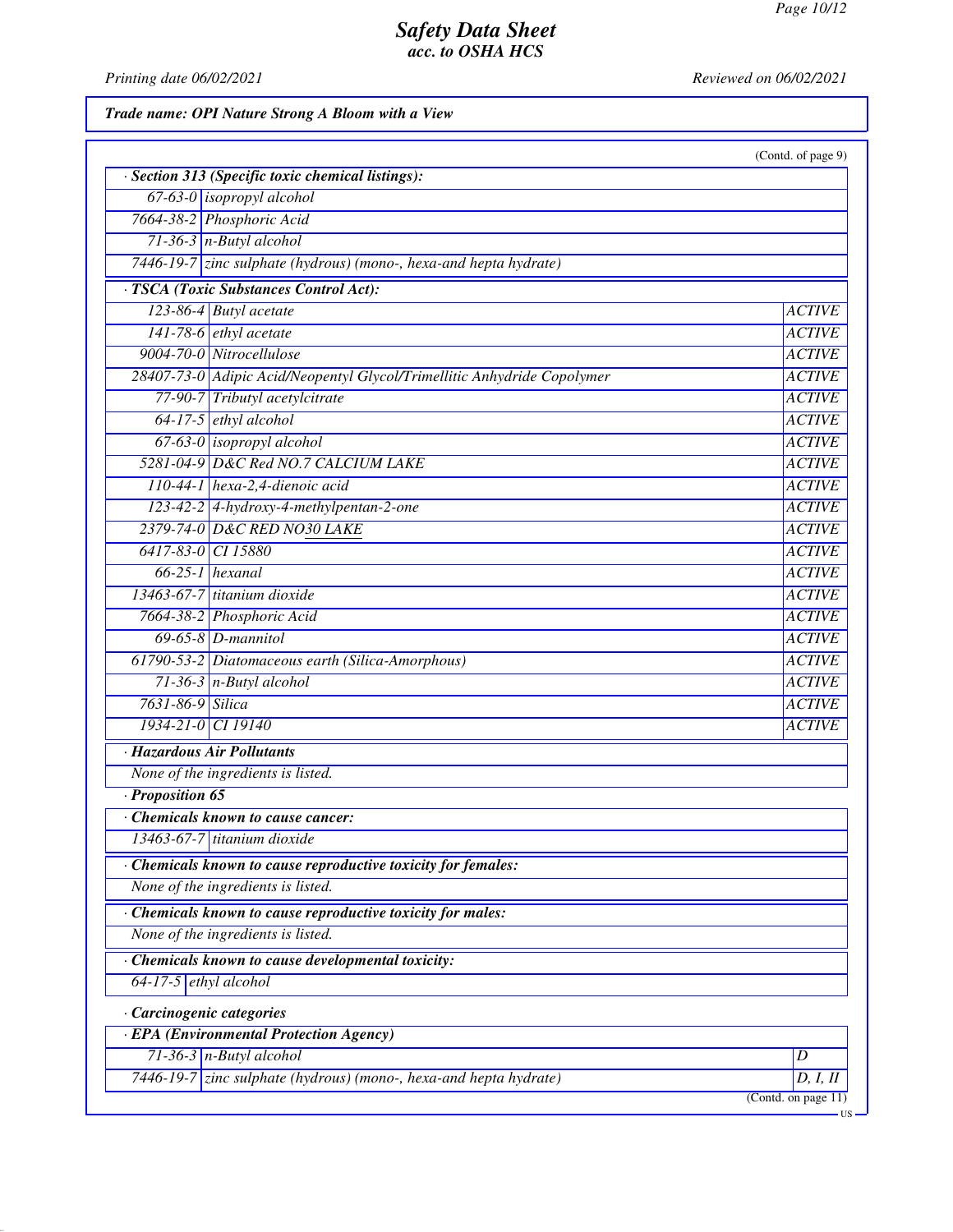**Trade name: OPI Nature Strong A Bloom with a View**

(Contd. of page 9)

· **Section 313 (Specific toxic chemical listings):**

| | |
|---|---|
| 67-63-0 | isopropyl alcohol |
| 7664-38-2 | Phosphoric Acid |
| 71-36-3 | n-Butyl alcohol |
| 7446-19-7 | zinc sulphate (hydrous) (mono-, hexa-and hepta hydrate) |

· **TSCA (Toxic Substances Control Act):**

| | | |
|---|---|---|
| 123-86-4 | Butyl acetate | ACTIVE |
| 141-78-6 | ethyl acetate | ACTIVE |
| 9004-70-0 | Nitrocellulose | ACTIVE |
| 28407-73-0 | Adipic Acid/Neopentyl Glycol/Trimellitic Anhydride Copolymer | ACTIVE |
| 77-90-7 | Tributyl acetylcitrate | ACTIVE |
| 64-17-5 | ethyl alcohol | ACTIVE |
| 67-63-0 | isopropyl alcohol | ACTIVE |
| 5281-04-9 | D&C Red NO.7 CALCIUM LAKE | ACTIVE |
| 110-44-1 | hexa-2,4-dienoic acid | ACTIVE |
| 123-42-2 | 4-hydroxy-4-methylpentan-2-one | ACTIVE |
| 2379-74-0 | D&C RED NO30 LAKE | ACTIVE |
| 6417-83-0 | CI 15880 | ACTIVE |
| 66-25-1 | hexanal | ACTIVE |
| 13463-67-7 | titanium dioxide | ACTIVE |
| 7664-38-2 | Phosphoric Acid | ACTIVE |
| 69-65-8 | D-mannitol | ACTIVE |
| 61790-53-2 | Diatomaceous earth (Silica-Amorphous) | ACTIVE |
| 71-36-3 | n-Butyl alcohol | ACTIVE |
| 7631-86-9 | Silica | ACTIVE |
| 1934-21-0 | CI 19140 | ACTIVE |

· **Hazardous Air Pollutants**

None of the ingredients is listed.

· **Proposition 65**

· **Chemicals known to cause cancer:**

| | |
|---|---|
| 13463-67-7 | titanium dioxide |

· **Chemicals known to cause reproductive toxicity for females:**

None of the ingredients is listed.

· **Chemicals known to cause reproductive toxicity for males:**

None of the ingredients is listed.

· **Chemicals known to cause developmental toxicity:**

| | |
|---|---|
| 64-17-5 | ethyl alcohol |

· **Carcinogenic categories**

· **EPA (Environmental Protection Agency)**

| | | |
|---|---|---|
| 71-36-3 | n-Butyl alcohol | D |
| 7446-19-7 | zinc sulphate (hydrous) (mono-, hexa-and hepta hydrate) | D, I, II |

(Contd. on page 11)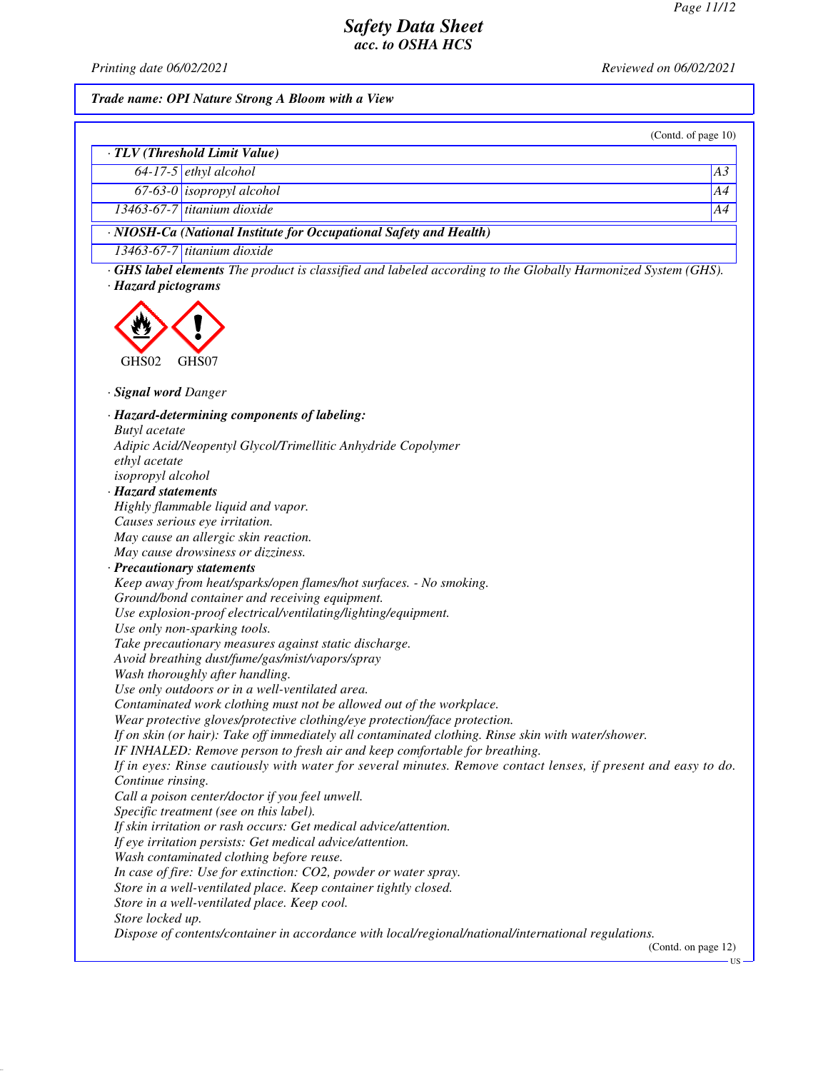**Safety Data Sheet**
**acc. to OSHA HCS**

Printing date 06/02/2021 Reviewed on 06/02/2021

**Trade name: OPI Nature Strong A Bloom with a View**

(Contd. of page 10)

· **TLV (Threshold Limit Value)**

| | | |
|---|---|---|
| 64-17-5 | ethyl alcohol | A3 |
| 67-63-0 | isopropyl alcohol | A4 |
| 13463-67-7 | titanium dioxide | A4 |

· **NIOSH-Ca (National Institute for Occupational Safety and Health)**

| | |
|---|---|
| 13463-67-7 | titanium dioxide |

· **GHS label elements** The product is classified and labeled according to the Globally Harmonized System (GHS).

· **Hazard pictograms**

GHS02 GHS07

· **Signal word** Danger

· **Hazard-determining components of labeling:**
Butyl acetate
Adipic Acid/Neopentyl Glycol/Trimellitic Anhydride Copolymer
ethyl acetate
isopropyl alcohol

· **Hazard statements**
Highly flammable liquid and vapor.
Causes serious eye irritation.
May cause an allergic skin reaction.
May cause drowsiness or dizziness.

· **Precautionary statements**
Keep away from heat/sparks/open flames/hot surfaces. - No smoking.
Ground/bond container and receiving equipment.
Use explosion-proof electrical/ventilating/lighting/equipment.
Use only non-sparking tools.
Take precautionary measures against static discharge.
Avoid breathing dust/fume/gas/mist/vapors/spray
Wash thoroughly after handling.
Use only outdoors or in a well-ventilated area.
Contaminated work clothing must not be allowed out of the workplace.
Wear protective gloves/protective clothing/eye protection/face protection.
If on skin (or hair): Take off immediately all contaminated clothing. Rinse skin with water/shower.
IF INHALED: Remove person to fresh air and keep comfortable for breathing.
If in eyes: Rinse cautiously with water for several minutes. Remove contact lenses, if present and easy to do. Continue rinsing.
Call a poison center/doctor if you feel unwell.
Specific treatment (see on this label).
If skin irritation or rash occurs: Get medical advice/attention.
If eye irritation persists: Get medical advice/attention.
Wash contaminated clothing before reuse.
In case of fire: Use for extinction: CO2, powder or water spray.
Store in a well-ventilated place. Keep container tightly closed.
Store in a well-ventilated place. Keep cool.
Store locked up.
Dispose of contents/container in accordance with local/regional/national/international regulations.

(Contd. on page 12)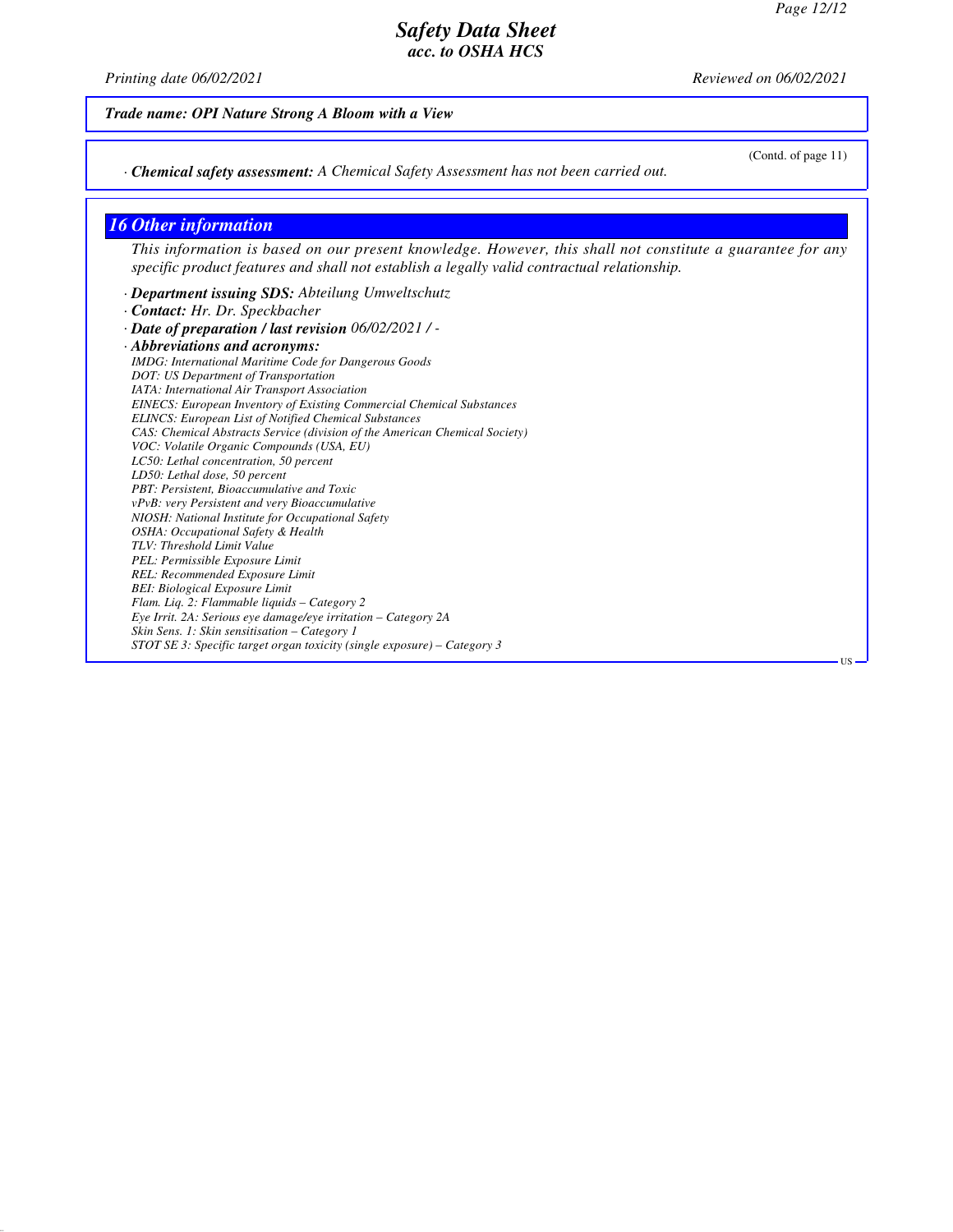**Trade name: OPI Nature Strong A Bloom with a View**

(Contd. of page 11)

· **Chemical safety assessment:** A Chemical Safety Assessment has not been carried out.

## 16 Other information

This information is based on our present knowledge. However, this shall not constitute a guarantee for any specific product features and shall not establish a legally valid contractual relationship.

· **Department issuing SDS:** Abteilung Umweltschutz
· **Contact:** Hr. Dr. Speckbacher
· **Date of preparation / last revision** 06/02/2021 / -
· **Abbreviations and acronyms:**
IMDG: International Maritime Code for Dangerous Goods
DOT: US Department of Transportation
IATA: International Air Transport Association
EINECS: European Inventory of Existing Commercial Chemical Substances
ELINCS: European List of Notified Chemical Substances
CAS: Chemical Abstracts Service (division of the American Chemical Society)
VOC: Volatile Organic Compounds (USA, EU)
LC50: Lethal concentration, 50 percent
LD50: Lethal dose, 50 percent
PBT: Persistent, Bioaccumulative and Toxic
vPvB: very Persistent and very Bioaccumulative
NIOSH: National Institute for Occupational Safety
OSHA: Occupational Safety & Health
TLV: Threshold Limit Value
PEL: Permissible Exposure Limit
REL: Recommended Exposure Limit
BEI: Biological Exposure Limit
Flam. Liq. 2: Flammable liquids – Category 2
Eye Irrit. 2A: Serious eye damage/eye irritation – Category 2A
Skin Sens. 1: Skin sensitisation – Category 1
STOT SE 3: Specific target organ toxicity (single exposure) – Category 3